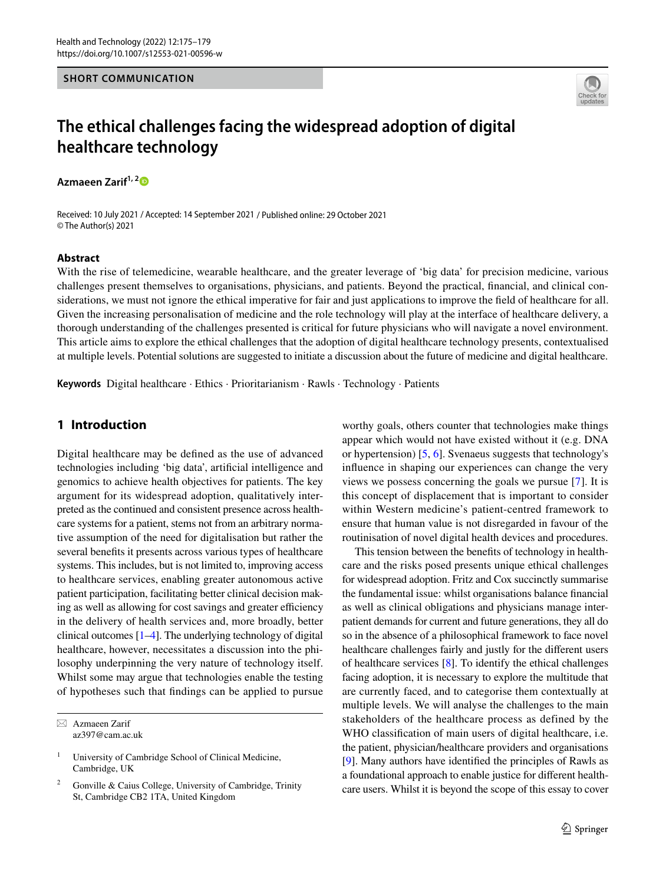SHORT COMMUNICATION

# The ethical challenges facing the widespread adoption of digital healthcare technology

**Azmaeen Zarif**[1,2]

Received: 10 July 2021 / Accepted: 14 September 2021 / Published online: 29 October 2021
© The Author(s) 2021

## Abstract

With the rise of telemedicine, wearable healthcare, and the greater leverage of 'big data' for precision medicine, various challenges present themselves to organisations, physicians, and patients. Beyond the practical, financial, and clinical considerations, we must not ignore the ethical imperative for fair and just applications to improve the field of healthcare for all. Given the increasing personalisation of medicine and the role technology will play at the interface of healthcare delivery, a thorough understanding of the challenges presented is critical for future physicians who will navigate a novel environment. This article aims to explore the ethical challenges that the adoption of digital healthcare technology presents, contextualised at multiple levels. Potential solutions are suggested to initiate a discussion about the future of medicine and digital healthcare.

**Keywords** Digital healthcare · Ethics · Prioritarianism · Rawls · Technology · Patients

## 1 Introduction

Digital healthcare may be defined as the use of advanced technologies including 'big data', artificial intelligence and genomics to achieve health objectives for patients. The key argument for its widespread adoption, qualitatively interpreted as the continued and consistent presence across healthcare systems for a patient, stems not from an arbitrary normative assumption of the need for digitalisation but rather the several benefits it presents across various types of healthcare systems. This includes, but is not limited to, improving access to healthcare services, enabling greater autonomous active patient participation, facilitating better clinical decision making as well as allowing for cost savings and greater efficiency in the delivery of health services and, more broadly, better clinical outcomes [1–4]. The underlying technology of digital healthcare, however, necessitates a discussion into the philosophy underpinning the very nature of technology itself. Whilst some may argue that technologies enable the testing of hypotheses such that findings can be applied to pursue worthy goals, others counter that technologies make things appear which would not have existed without it (e.g. DNA or hypertension) [5, 6]. Svenaeus suggests that technology's influence in shaping our experiences can change the very views we possess concerning the goals we pursue [7]. It is this concept of displacement that is important to consider within Western medicine's patient-centred framework to ensure that human value is not disregarded in favour of the routinisation of novel digital health devices and procedures.

This tension between the benefits of technology in healthcare and the risks posed presents unique ethical challenges for widespread adoption. Fritz and Cox succinctly summarise the fundamental issue: whilst organisations balance financial as well as clinical obligations and physicians manage inter-patient demands for current and future generations, they all do so in the absence of a philosophical framework to face novel healthcare challenges fairly and justly for the different users of healthcare services [8]. To identify the ethical challenges facing adoption, it is necessary to explore the multitude that are currently faced, and to categorise them contextually at multiple levels. We will analyse the challenges to the main stakeholders of the healthcare process as defined by the WHO classification of main users of digital healthcare, i.e. the patient, physician/healthcare providers and organisations [9]. Many authors have identified the principles of Rawls as a foundational approach to enable justice for different healthcare users. Whilst it is beyond the scope of this essay to cover

---

✉ Azmaeen Zarif
az397@cam.ac.uk

[1] University of Cambridge School of Clinical Medicine, Cambridge, UK

[2] Gonville & Caius College, University of Cambridge, Trinity St, Cambridge CB2 1TA, United Kingdom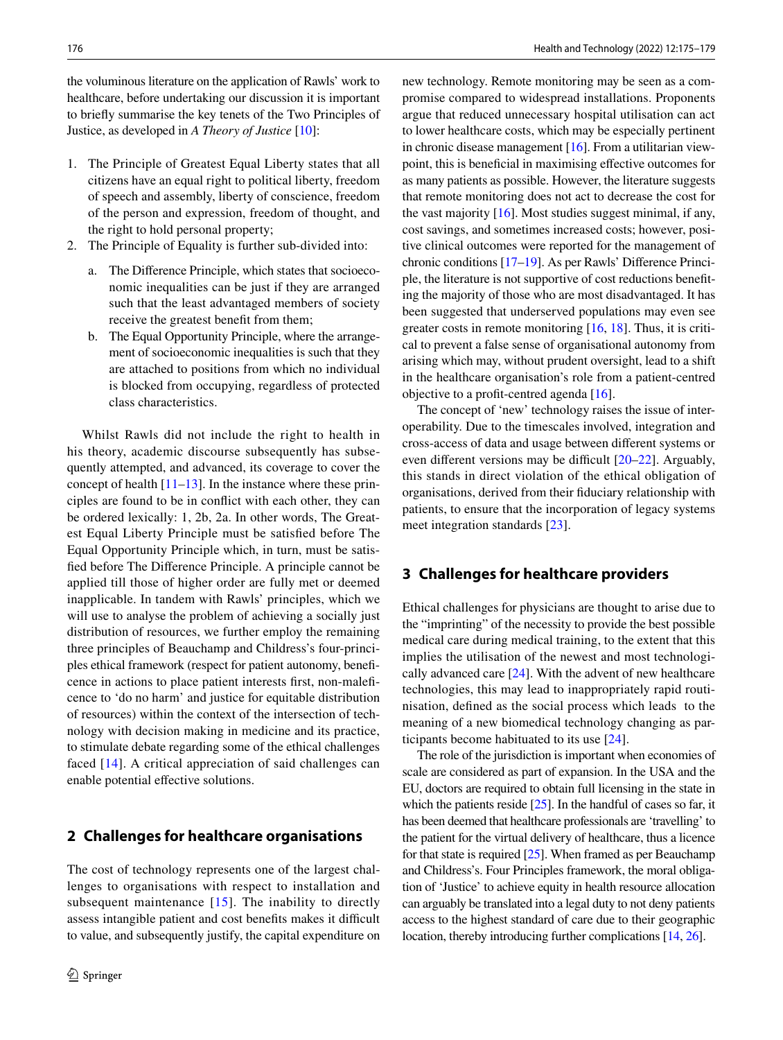the voluminous literature on the application of Rawls' work to healthcare, before undertaking our discussion it is important to briefly summarise the key tenets of the Two Principles of Justice, as developed in *A Theory of Justice* [10]:

1. The Principle of Greatest Equal Liberty states that all citizens have an equal right to political liberty, freedom of speech and assembly, liberty of conscience, freedom of the person and expression, freedom of thought, and the right to hold personal property;
2. The Principle of Equality is further sub-divided into:
    a. The Difference Principle, which states that socioeconomic inequalities can be just if they are arranged such that the least advantaged members of society receive the greatest benefit from them;
    b. The Equal Opportunity Principle, where the arrangement of socioeconomic inequalities is such that they are attached to positions from which no individual is blocked from occupying, regardless of protected class characteristics.

Whilst Rawls did not include the right to health in his theory, academic discourse subsequently has subsequently attempted, and advanced, its coverage to cover the concept of health [11–13]. In the instance where these principles are found to be in conflict with each other, they can be ordered lexically: 1, 2b, 2a. In other words, The Greatest Equal Liberty Principle must be satisfied before The Equal Opportunity Principle which, in turn, must be satisfied before The Difference Principle. A principle cannot be applied till those of higher order are fully met or deemed inapplicable. In tandem with Rawls' principles, which we will use to analyse the problem of achieving a socially just distribution of resources, we further employ the remaining three principles of Beauchamp and Childress's four-principles ethical framework (respect for patient autonomy, beneficence in actions to place patient interests first, non-maleficence to 'do no harm' and justice for equitable distribution of resources) within the context of the intersection of technology with decision making in medicine and its practice, to stimulate debate regarding some of the ethical challenges faced [14]. A critical appreciation of said challenges can enable potential effective solutions.

## 2 Challenges for healthcare organisations

The cost of technology represents one of the largest challenges to organisations with respect to installation and subsequent maintenance [15]. The inability to directly assess intangible patient and cost benefits makes it difficult to value, and subsequently justify, the capital expenditure on new technology. Remote monitoring may be seen as a compromise compared to widespread installations. Proponents argue that reduced unnecessary hospital utilisation can act to lower healthcare costs, which may be especially pertinent in chronic disease management [16]. From a utilitarian viewpoint, this is beneficial in maximising effective outcomes for as many patients as possible. However, the literature suggests that remote monitoring does not act to decrease the cost for the vast majority [16]. Most studies suggest minimal, if any, cost savings, and sometimes increased costs; however, positive clinical outcomes were reported for the management of chronic conditions [17–19]. As per Rawls' Difference Principle, the literature is not supportive of cost reductions benefiting the majority of those who are most disadvantaged. It has been suggested that underserved populations may even see greater costs in remote monitoring [16, 18]. Thus, it is critical to prevent a false sense of organisational autonomy from arising which may, without prudent oversight, lead to a shift in the healthcare organisation's role from a patient-centred objective to a profit-centred agenda [16].

The concept of 'new' technology raises the issue of interoperability. Due to the timescales involved, integration and cross-access of data and usage between different systems or even different versions may be difficult [20–22]. Arguably, this stands in direct violation of the ethical obligation of organisations, derived from their fiduciary relationship with patients, to ensure that the incorporation of legacy systems meet integration standards [23].

## 3 Challenges for healthcare providers

Ethical challenges for physicians are thought to arise due to the "imprinting" of the necessity to provide the best possible medical care during medical training, to the extent that this implies the utilisation of the newest and most technologically advanced care [24]. With the advent of new healthcare technologies, this may lead to inappropriately rapid routinisation, defined as the social process which leads to the meaning of a new biomedical technology changing as participants become habituated to its use [24].

The role of the jurisdiction is important when economies of scale are considered as part of expansion. In the USA and the EU, doctors are required to obtain full licensing in the state in which the patients reside [25]. In the handful of cases so far, it has been deemed that healthcare professionals are 'travelling' to the patient for the virtual delivery of healthcare, thus a licence for that state is required [25]. When framed as per Beauchamp and Childress's. Four Principles framework, the moral obligation of 'Justice' to achieve equity in health resource allocation can arguably be translated into a legal duty to not deny patients access to the highest standard of care due to their geographic location, thereby introducing further complications [14, 26].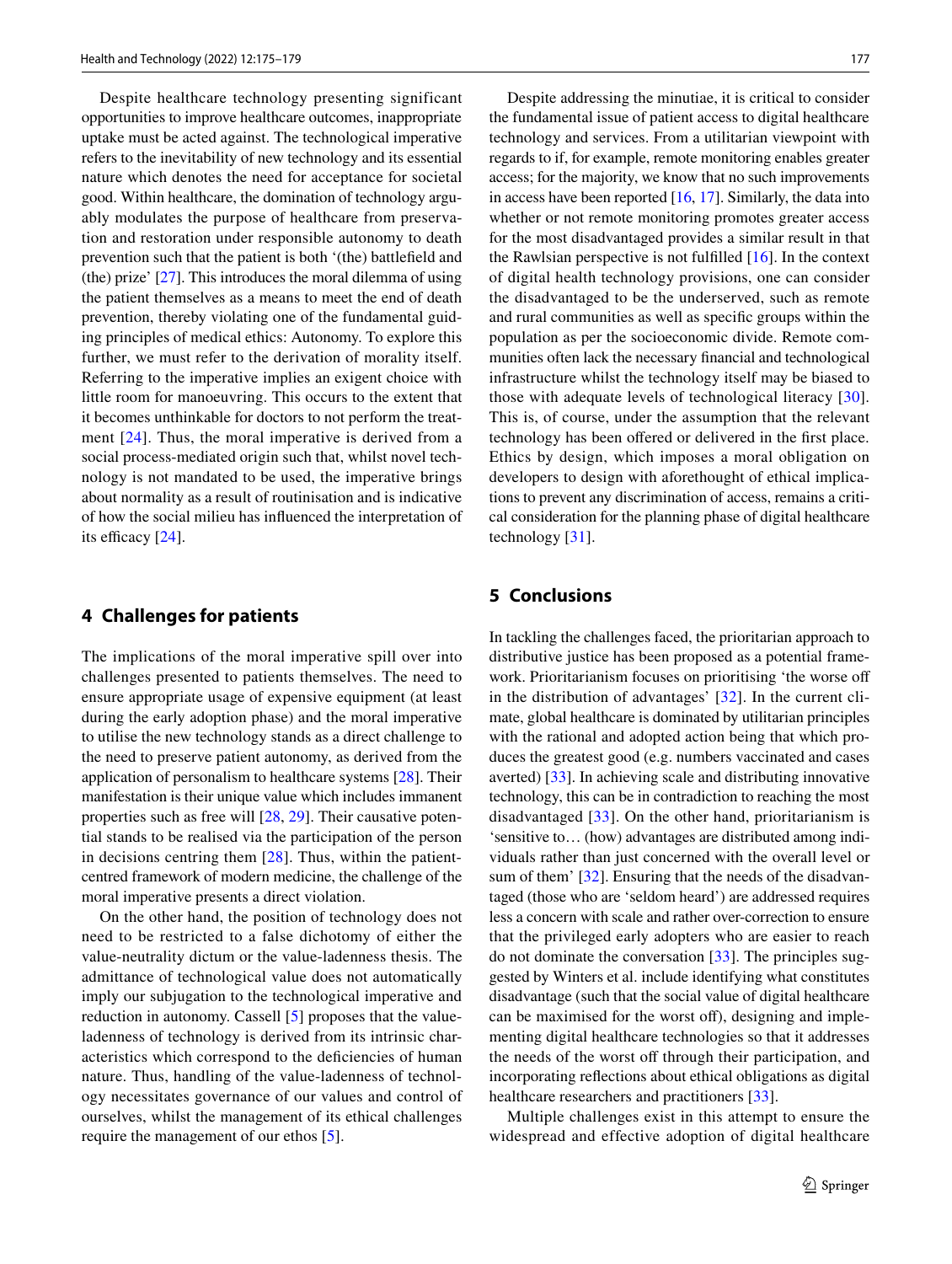Despite healthcare technology presenting significant opportunities to improve healthcare outcomes, inappropriate uptake must be acted against. The technological imperative refers to the inevitability of new technology and its essential nature which denotes the need for acceptance for societal good. Within healthcare, the domination of technology arguably modulates the purpose of healthcare from preservation and restoration under responsible autonomy to death prevention such that the patient is both '(the) battlefield and (the) prize' [27]. This introduces the moral dilemma of using the patient themselves as a means to meet the end of death prevention, thereby violating one of the fundamental guiding principles of medical ethics: Autonomy. To explore this further, we must refer to the derivation of morality itself. Referring to the imperative implies an exigent choice with little room for manoeuvring. This occurs to the extent that it becomes unthinkable for doctors to not perform the treatment [24]. Thus, the moral imperative is derived from a social process-mediated origin such that, whilst novel technology is not mandated to be used, the imperative brings about normality as a result of routinisation and is indicative of how the social milieu has influenced the interpretation of its efficacy [24].

## 4 Challenges for patients

The implications of the moral imperative spill over into challenges presented to patients themselves. The need to ensure appropriate usage of expensive equipment (at least during the early adoption phase) and the moral imperative to utilise the new technology stands as a direct challenge to the need to preserve patient autonomy, as derived from the application of personalism to healthcare systems [28]. Their manifestation is their unique value which includes immanent properties such as free will [28, 29]. Their causative potential stands to be realised via the participation of the person in decisions centring them [28]. Thus, within the patient-centred framework of modern medicine, the challenge of the moral imperative presents a direct violation.

On the other hand, the position of technology does not need to be restricted to a false dichotomy of either the value-neutrality dictum or the value-ladenness thesis. The admittance of technological value does not automatically imply our subjugation to the technological imperative and reduction in autonomy. Cassell [5] proposes that the value-ladenness of technology is derived from its intrinsic characteristics which correspond to the deficiencies of human nature. Thus, handling of the value-ladenness of technology necessitates governance of our values and control of ourselves, whilst the management of its ethical challenges require the management of our ethos [5].

Despite addressing the minutiae, it is critical to consider the fundamental issue of patient access to digital healthcare technology and services. From a utilitarian viewpoint with regards to if, for example, remote monitoring enables greater access; for the majority, we know that no such improvements in access have been reported [16, 17]. Similarly, the data into whether or not remote monitoring promotes greater access for the most disadvantaged provides a similar result in that the Rawlsian perspective is not fulfilled [16]. In the context of digital health technology provisions, one can consider the disadvantaged to be the underserved, such as remote and rural communities as well as specific groups within the population as per the socioeconomic divide. Remote communities often lack the necessary financial and technological infrastructure whilst the technology itself may be biased to those with adequate levels of technological literacy [30]. This is, of course, under the assumption that the relevant technology has been offered or delivered in the first place. Ethics by design, which imposes a moral obligation on developers to design with aforethought of ethical implications to prevent any discrimination of access, remains a critical consideration for the planning phase of digital healthcare technology [31].

## 5 Conclusions

In tackling the challenges faced, the prioritarian approach to distributive justice has been proposed as a potential framework. Prioritarianism focuses on prioritising 'the worse off in the distribution of advantages' [32]. In the current climate, global healthcare is dominated by utilitarian principles with the rational and adopted action being that which produces the greatest good (e.g. numbers vaccinated and cases averted) [33]. In achieving scale and distributing innovative technology, this can be in contradiction to reaching the most disadvantaged [33]. On the other hand, prioritarianism is 'sensitive to… (how) advantages are distributed among individuals rather than just concerned with the overall level or sum of them' [32]. Ensuring that the needs of the disadvantaged (those who are 'seldom heard') are addressed requires less a concern with scale and rather over-correction to ensure that the privileged early adopters who are easier to reach do not dominate the conversation [33]. The principles suggested by Winters et al. include identifying what constitutes disadvantage (such that the social value of digital healthcare can be maximised for the worst off), designing and implementing digital healthcare technologies so that it addresses the needs of the worst off through their participation, and incorporating reflections about ethical obligations as digital healthcare researchers and practitioners [33].

Multiple challenges exist in this attempt to ensure the widespread and effective adoption of digital healthcare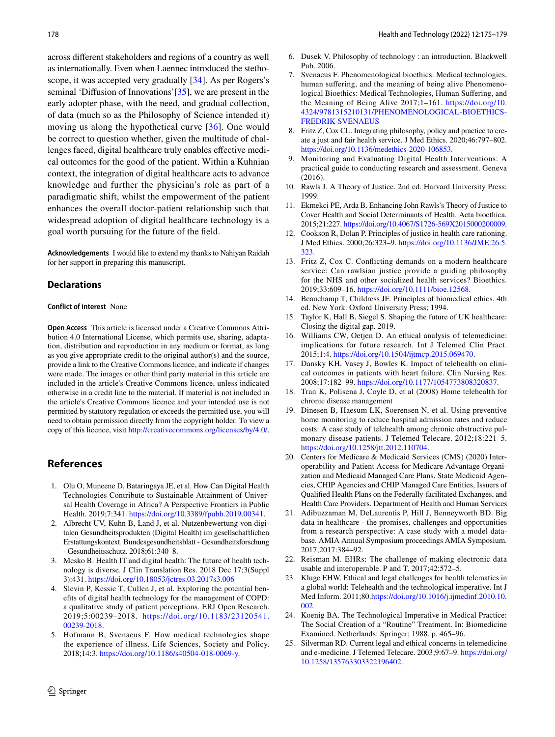across different stakeholders and regions of a country as well as internationally. Even when Laennec introduced the stethoscope, it was accepted very gradually [34]. As per Rogers's seminal 'Diffusion of Innovations'[35], we are present in the early adopter phase, with the need, and gradual collection, of data (much so as the Philosophy of Science intended it) moving us along the hypothetical curve [36]. One would be correct to question whether, given the multitude of challenges faced, digital healthcare truly enables effective medical outcomes for the good of the patient. Within a Kuhnian context, the integration of digital healthcare acts to advance knowledge and further the physician's role as part of a paradigmatic shift, whilst the empowerment of the patient enhances the overall doctor-patient relationship such that widespread adoption of digital healthcare technology is a goal worth pursuing for the future of the field.

**Acknowledgements** I would like to extend my thanks to Nahiyan Raidah for her support in preparing this manuscript.

## Declarations

**Conflict of interest** None

**Open Access** This article is licensed under a Creative Commons Attribution 4.0 International License, which permits use, sharing, adaptation, distribution and reproduction in any medium or format, as long as you give appropriate credit to the original author(s) and the source, provide a link to the Creative Commons licence, and indicate if changes were made. The images or other third party material in this article are included in the article's Creative Commons licence, unless indicated otherwise in a credit line to the material. If material is not included in the article's Creative Commons licence and your intended use is not permitted by statutory regulation or exceeds the permitted use, you will need to obtain permission directly from the copyright holder. To view a copy of this licence, visit http://creativecommons.org/licenses/by/4.0/.

## References

1. Olu O, Muneene D, Bataringaya JE, et al. How Can Digital Health Technologies Contribute to Sustainable Attainment of Universal Health Coverage in Africa? A Perspective Frontiers in Public Health. 2019;7:341. https://doi.org/10.3389/fpubh.2019.00341.
2. Albrecht UV, Kuhn B, Land J, et al. Nutzenbewertung von digitalen Gesundheitsprodukten (Digital Health) im gesellschaftlichen Erstattungskontext. Bundesgesundheitsblatt - Gesundheitsforschung - Gesundheitsschutz. 2018;61:340–8.
3. Mesko B. Health IT and digital health: The future of health technology is diverse. J Clin Translation Res. 2018 Dec 17;3(Suppl 3):431. https://doi.org/10.18053/jctres.03.2017s3.006
4. Slevin P, Kessie T, Cullen J, et al. Exploring the potential benefits of digital health technology for the management of COPD: a qualitative study of patient perceptions. ERJ Open Research. 2019;5:00239–2018. https://doi.org/10.1183/23120541.00239-2018.
5. Hofmann B, Svenaeus F. How medical technologies shape the experience of illness. Life Sciences, Society and Policy. 2018;14:3. https://doi.org/10.1186/s40504-018-0069-y.
6. Dusek V. Philosophy of technology : an introduction. Blackwell Pub. 2006.
7. Svenaeus F. Phenomenological bioethics: Medical technologies, human suffering, and the meaning of being alive Phenomenological Bioethics: Medical Technologies, Human Suffering, and the Meaning of Being Alive 2017;1–161. https://doi.org/10.4324/9781315210131/PHENOMENOLOGICAL-BIOETHICS-FREDRIK-SVENAEUS
8. Fritz Z, Cox CL. Integrating philosophy, policy and practice to create a just and fair health service. J Med Ethics. 2020;46:797–802. https://doi.org/10.1136/medethics-2020-106853.
9. Monitoring and Evaluating Digital Health Interventions: A practical guide to conducting research and assessment. Geneva (2016).
10. Rawls J. A Theory of Justice. 2nd ed. Harvard University Press; 1999.
11. Ekmekci PE, Arda B. Enhancing John Rawls's Theory of Justice to Cover Health and Social Determinants of Health. Acta bioethica. 2015;21:227. https://doi.org/10.4067/S1726-569X2015000200009.
12. Cookson R, Dolan P. Principles of justice in health care rationing. J Med Ethics. 2000;26:323–9. https://doi.org/10.1136/JME.26.5.323.
13. Fritz Z, Cox C. Conflicting demands on a modern healthcare service: Can rawlsian justice provide a guiding philosophy for the NHS and other socialized health services? Bioethics. 2019;33:609–16. https://doi.org/10.1111/bioe.12568.
14. Beauchamp T, Childress JF. Principles of biomedical ethics. 4th ed. New York: Oxford University Press; 1994.
15. Taylor K, Hall B, Siegel S. Shaping the future of UK healthcare: Closing the digital gap. 2019.
16. Williams CW, Oetjen D. An ethical analysis of telemedicine: implications for future research. Int J Telemed Clin Pract. 2015;1:4. https://doi.org/10.1504/ijtmcp.2015.069470.
17. Dansky KH, Vasey J, Bowles K. Impact of telehealth on clinical outcomes in patients with heart failure. Clin Nursing Res. 2008;17:182–99. https://doi.org/10.1177/1054773808320837.
18. Tran K, Polisena J, Coyle D, et al (2008) Home telehealth for chronic disease management
19. Dinesen B, Haesum LK, Soerensen N, et al. Using preventive home monitoring to reduce hospital admission rates and reduce costs: A case study of telehealth among chronic obstructive pulmonary disease patients. J Telemed Telecare. 2012;18:221–5. https://doi.org/10.1258/jtt.2012.110704.
20. Centers for Medicare & Medicaid Services (CMS) (2020) Interoperability and Patient Access for Medicare Advantage Organization and Medicaid Managed Care Plans, State Medicaid Agencies, CHIP Agencies and CHIP Managed Care Entities, Issuers of Qualified Health Plans on the Federally-facilitated Exchanges, and Health Care Providers. Department of Health and Human Services
21. Adibuzzaman M, DeLaurentis P, Hill J, Benneyworth BD. Big data in healthcare - the promises, challenges and opportunities from a research perspective: A case study with a model database. AMIA Annual Symposium proceedings AMIA Symposium. 2017;2017:384–92.
22. Reisman M. EHRs: The challenge of making electronic data usable and interoperable. P and T. 2017;42:572–5.
23. Kluge EHW. Ethical and legal challenges for health telematics in a global world: Telehealth and the technological imperative. Int J Med Inform. 2011;80.https://doi.org/10.1016/j.ijmedinf.2010.10.002
24. Koenig BA. The Technological Imperative in Medical Practice: The Social Creation of a "Routine" Treatment. In: Biomedicine Examined. Netherlands: Springer; 1988. p. 465–96.
25. Silverman RD. Current legal and ethical concerns in telemedicine and e-medicine. J Telemed Telecare. 2003;9:67–9. https://doi.org/10.1258/135763303322196402.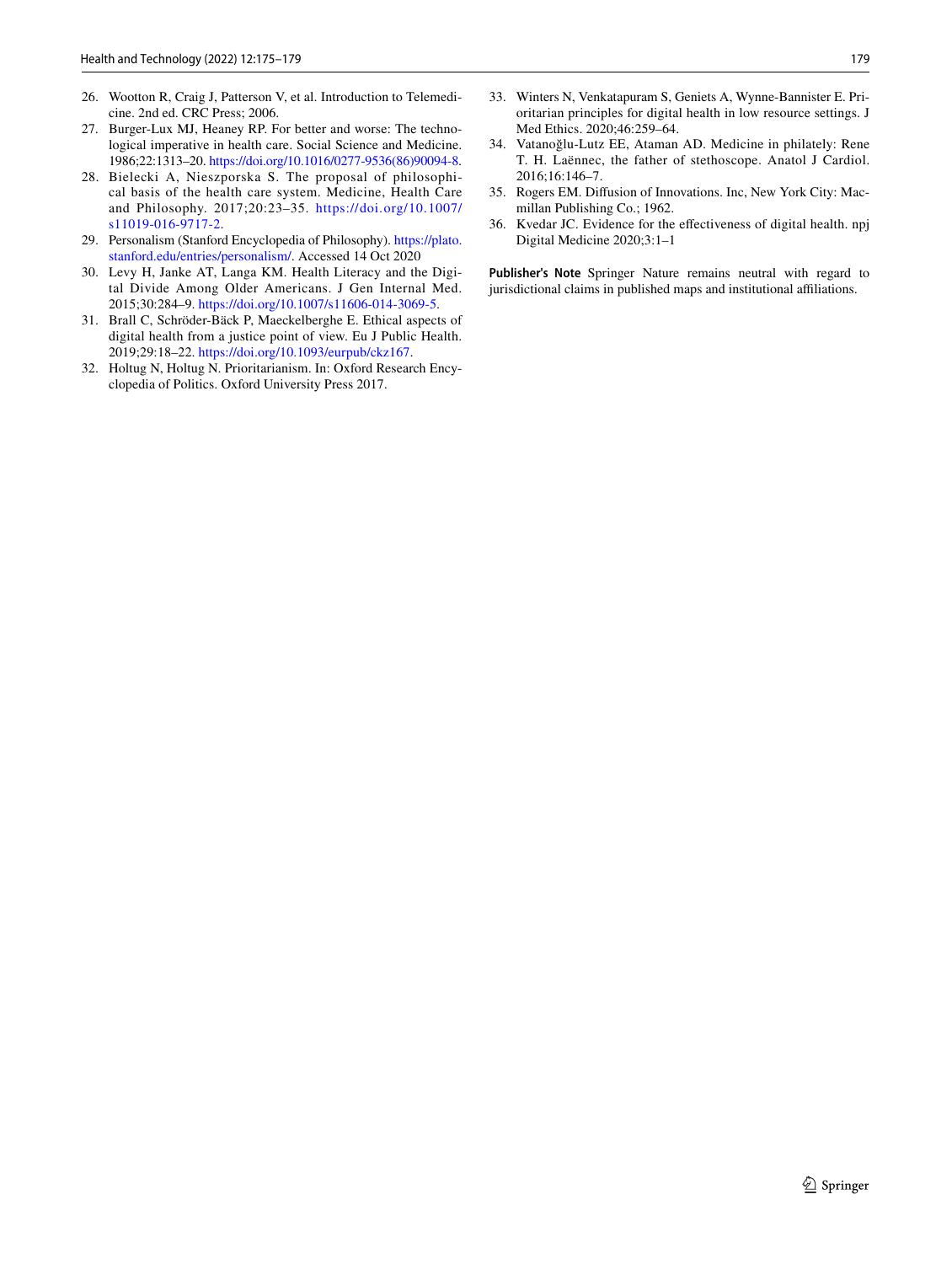26. Wootton R, Craig J, Patterson V, et al. Introduction to Telemedicine. 2nd ed. CRC Press; 2006.
27. Burger-Lux MJ, Heaney RP. For better and worse: The technological imperative in health care. Social Science and Medicine. 1986;22:1313–20. https://doi.org/10.1016/0277-9536(86)90094-8.
28. Bielecki A, Nieszporska S. The proposal of philosophical basis of the health care system. Medicine, Health Care and Philosophy. 2017;20:23–35. https://doi.org/10.1007/s11019-016-9717-2.
29. Personalism (Stanford Encyclopedia of Philosophy). https://plato.stanford.edu/entries/personalism/. Accessed 14 Oct 2020
30. Levy H, Janke AT, Langa KM. Health Literacy and the Digital Divide Among Older Americans. J Gen Internal Med. 2015;30:284–9. https://doi.org/10.1007/s11606-014-3069-5.
31. Brall C, Schröder-Bäck P, Maeckelberghe E. Ethical aspects of digital health from a justice point of view. Eu J Public Health. 2019;29:18–22. https://doi.org/10.1093/eurpub/ckz167.
32. Holtug N, Holtug N. Prioritarianism. In: Oxford Research Encyclopedia of Politics. Oxford University Press 2017.
33. Winters N, Venkatapuram S, Geniets A, Wynne-Bannister E. Prioritarian principles for digital health in low resource settings. J Med Ethics. 2020;46:259–64.
34. Vatanoğlu-Lutz EE, Ataman AD. Medicine in philately: Rene T. H. Laënnec, the father of stethoscope. Anatol J Cardiol. 2016;16:146–7.
35. Rogers EM. Diffusion of Innovations. Inc, New York City: Macmillan Publishing Co.; 1962.
36. Kvedar JC. Evidence for the effectiveness of digital health. npj Digital Medicine 2020;3:1–1

**Publisher's Note** Springer Nature remains neutral with regard to jurisdictional claims in published maps and institutional affiliations.